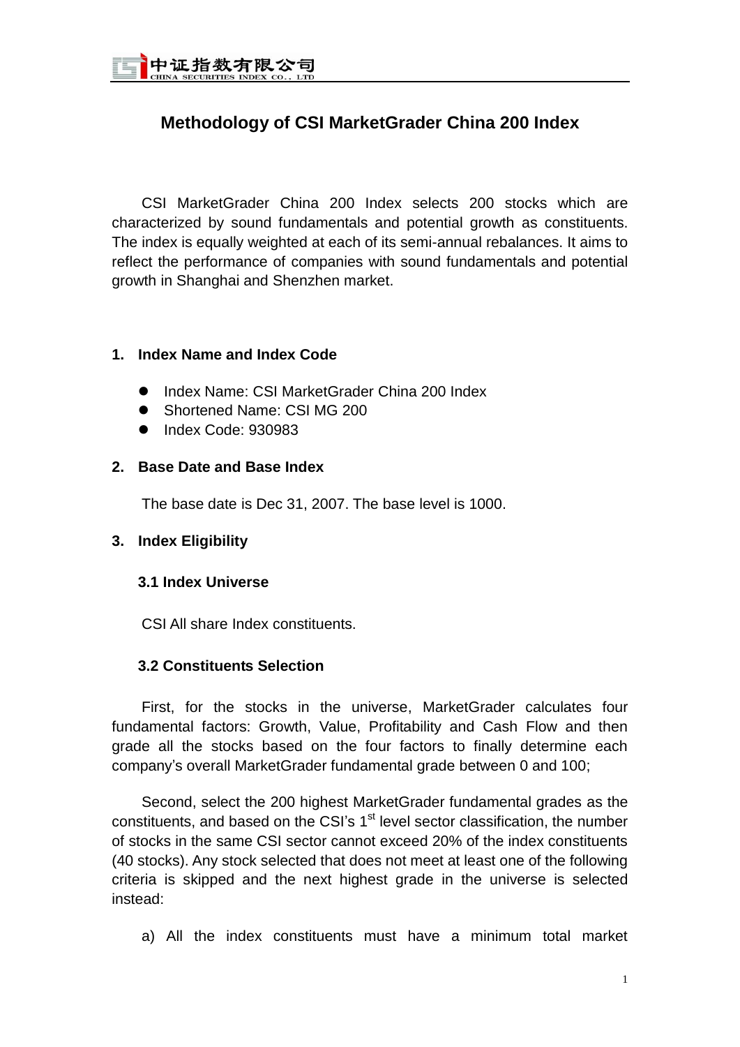# Methodology of CSI MarketGrader China 200 Index

CSI MarketGrader China 200 Index selects 200 stocks which are characterized by sound fundamentals and potential growth as constituents. The index is equally weighted at each of its semi-annual rebalances. It aims to reflect the performance of companies with sound fundamentals and potential growth in Shanghai and Shenzhen market.

## 1. Index Name and Index Code

- Index Name: CSI MarketGrader China 200 Index
- Shortened Name: CSI MG 200
- Index Code: 930983

## 2. Base Date and Base Index

The base date is Dec 31, 2007. The base level is 1000.

## 3. Index Eligibility

### 3.1 Index Universe

CSI All share Index constituents.

### 3.2 Constituents Selection

First, for the stocks in the universe, MarketGrader calculates four fundamental factors: Growth, Value, Profitability and Cash Flow and then grade all the stocks based on the four factors to finally determine each company's overall MarketGrader fundamental grade between 0 and 100;

Second, select the 200 highest MarketGrader fundamental grades as the constituents, and based on the CSI's 1st level sector classification, the number of stocks in the same CSI sector cannot exceed 20% of the index constituents (40 stocks). Any stock selected that does not meet at least one of the following criteria is skipped and the next highest grade in the universe is selected instead:

a) All the index constituents must have a minimum total market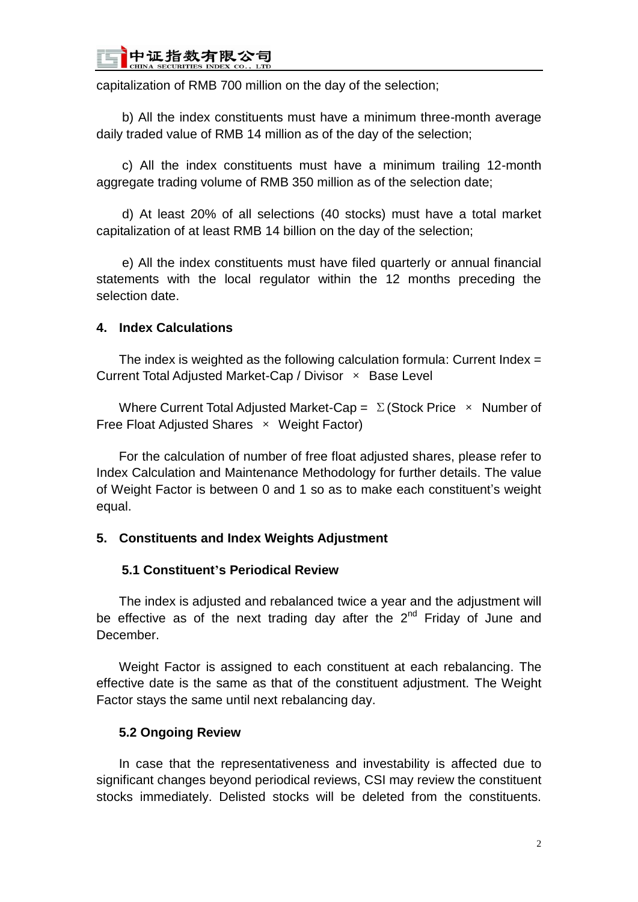capitalization of RMB 700 million on the day of the selection;

b) All the index constituents must have a minimum three-month average daily traded value of RMB 14 million as of the day of the selection;

c) All the index constituents must have a minimum trailing 12-month aggregate trading volume of RMB 350 million as of the selection date;

d) At least 20% of all selections (40 stocks) must have a total market capitalization of at least RMB 14 billion on the day of the selection;

e) All the index constituents must have filed quarterly or annual financial statements with the local regulator within the 12 months preceding the selection date.

## 4. Index Calculations

The index is weighted as the following calculation formula: Current Index = Current Total Adjusted Market-Cap / Divisor × Base Level

Where Current Total Adjusted Market-Cap = Σ(Stock Price × Number of Free Float Adjusted Shares × Weight Factor)

For the calculation of number of free float adjusted shares, please refer to Index Calculation and Maintenance Methodology for further details. The value of Weight Factor is between 0 and 1 so as to make each constituent's weight equal.

## 5. Constituents and Index Weights Adjustment

### 5.1 Constituent's Periodical Review

The index is adjusted and rebalanced twice a year and the adjustment will be effective as of the next trading day after the 2nd Friday of June and December.

Weight Factor is assigned to each constituent at each rebalancing. The effective date is the same as that of the constituent adjustment. The Weight Factor stays the same until next rebalancing day.

### 5.2 Ongoing Review

In case that the representativeness and investability is affected due to significant changes beyond periodical reviews, CSI may review the constituent stocks immediately. Delisted stocks will be deleted from the constituents.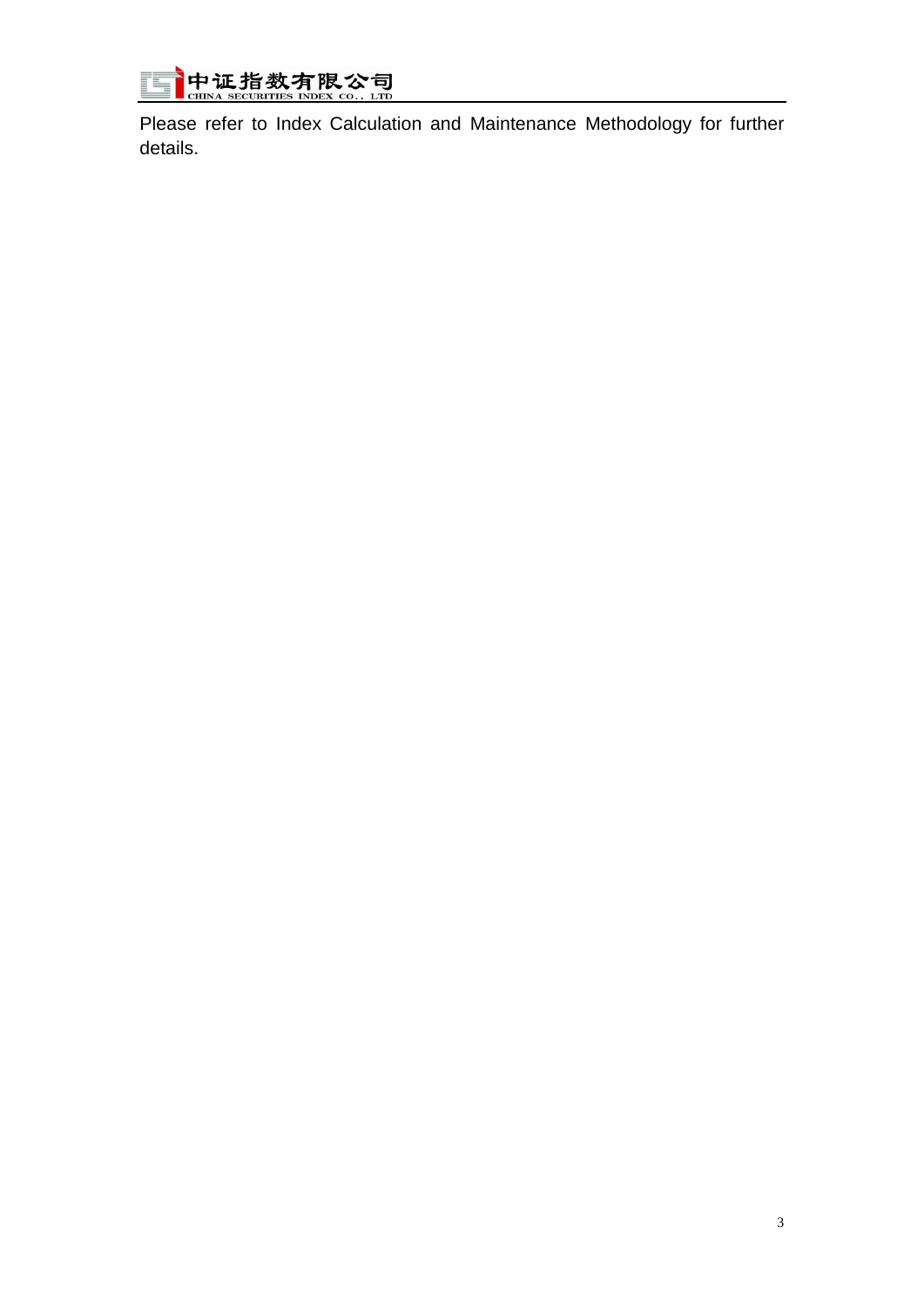Please refer to Index Calculation and Maintenance Methodology for further details.